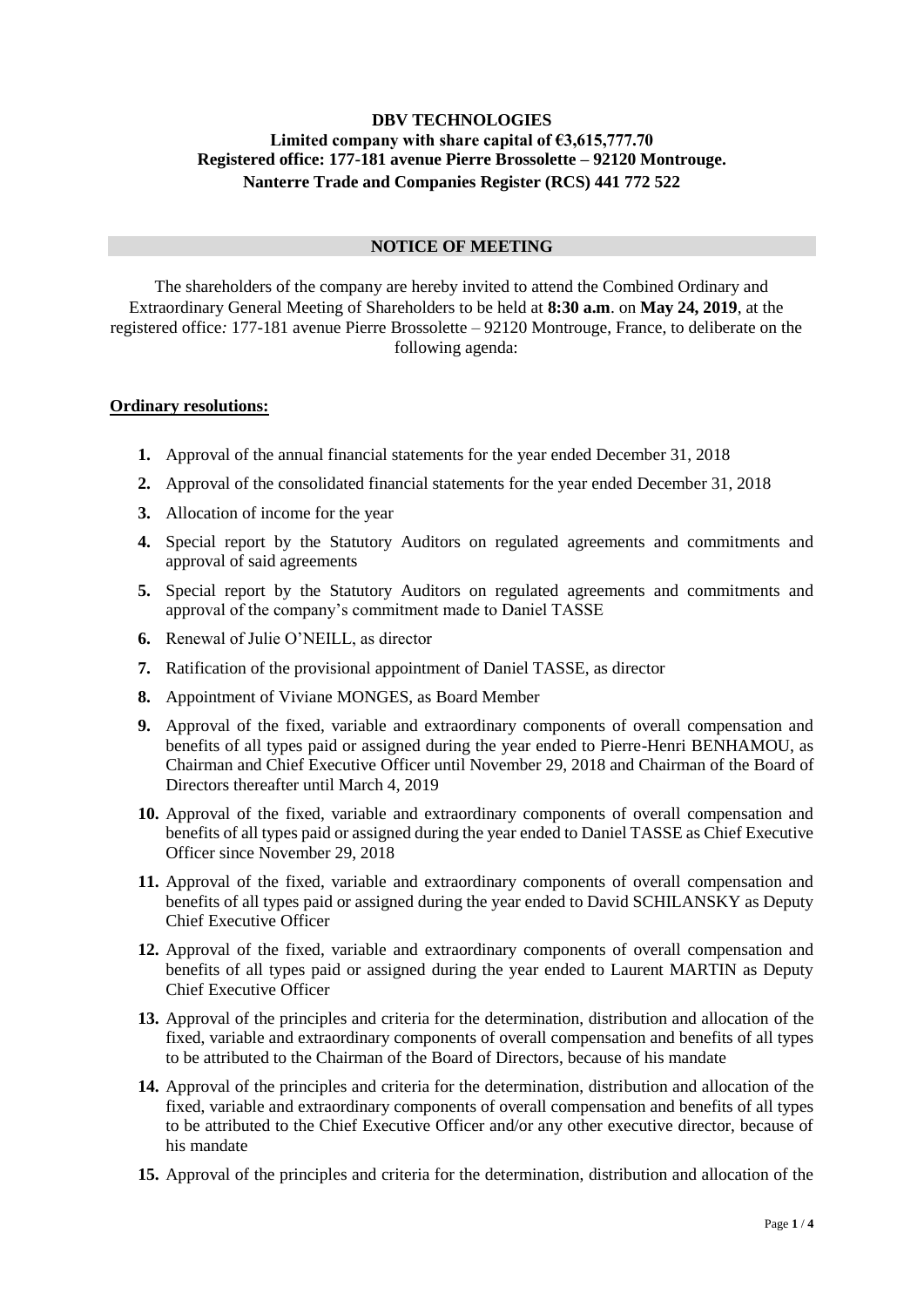**DBV TECHNOLOGIES**
**Limited company with share capital of €3,615,777.70**
**Registered office: 177-181 avenue Pierre Brossolette – 92120 Montrouge.**
**Nanterre Trade and Companies Register (RCS) 441 772 522**

## NOTICE OF MEETING

The shareholders of the company are hereby invited to attend the Combined Ordinary and Extraordinary General Meeting of Shareholders to be held at **8:30 a.m**. on **May 24, 2019**, at the registered office*:* 177-181 avenue Pierre Brossolette – 92120 Montrouge, France, to deliberate on the following agenda:

### Ordinary resolutions:

1. Approval of the annual financial statements for the year ended December 31, 2018
2. Approval of the consolidated financial statements for the year ended December 31, 2018
3. Allocation of income for the year
4. Special report by the Statutory Auditors on regulated agreements and commitments and approval of said agreements
5. Special report by the Statutory Auditors on regulated agreements and commitments and approval of the company's commitment made to Daniel TASSE
6. Renewal of Julie O'NEILL, as director
7. Ratification of the provisional appointment of Daniel TASSE, as director
8. Appointment of Viviane MONGES, as Board Member
9. Approval of the fixed, variable and extraordinary components of overall compensation and benefits of all types paid or assigned during the year ended to Pierre-Henri BENHAMOU, as Chairman and Chief Executive Officer until November 29, 2018 and Chairman of the Board of Directors thereafter until March 4, 2019
10. Approval of the fixed, variable and extraordinary components of overall compensation and benefits of all types paid or assigned during the year ended to Daniel TASSE as Chief Executive Officer since November 29, 2018
11. Approval of the fixed, variable and extraordinary components of overall compensation and benefits of all types paid or assigned during the year ended to David SCHILANSKY as Deputy Chief Executive Officer
12. Approval of the fixed, variable and extraordinary components of overall compensation and benefits of all types paid or assigned during the year ended to Laurent MARTIN as Deputy Chief Executive Officer
13. Approval of the principles and criteria for the determination, distribution and allocation of the fixed, variable and extraordinary components of overall compensation and benefits of all types to be attributed to the Chairman of the Board of Directors, because of his mandate
14. Approval of the principles and criteria for the determination, distribution and allocation of the fixed, variable and extraordinary components of overall compensation and benefits of all types to be attributed to the Chief Executive Officer and/or any other executive director, because of his mandate
15. Approval of the principles and criteria for the determination, distribution and allocation of the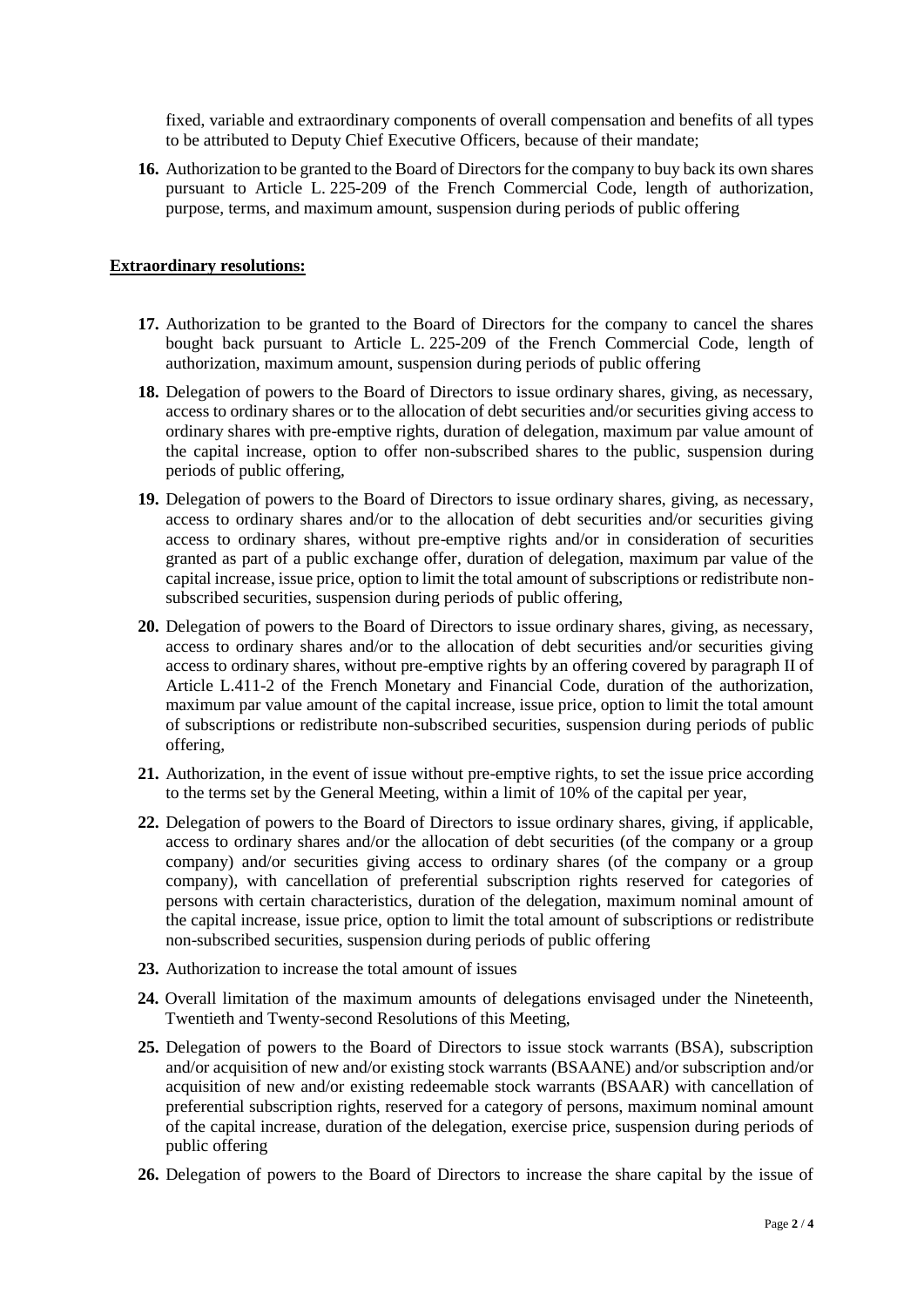fixed, variable and extraordinary components of overall compensation and benefits of all types to be attributed to Deputy Chief Executive Officers, because of their mandate;

16. Authorization to be granted to the Board of Directors for the company to buy back its own shares pursuant to Article L. 225-209 of the French Commercial Code, length of authorization, purpose, terms, and maximum amount, suspension during periods of public offering

**Extraordinary resolutions:**

17. Authorization to be granted to the Board of Directors for the company to cancel the shares bought back pursuant to Article L. 225-209 of the French Commercial Code, length of authorization, maximum amount, suspension during periods of public offering

18. Delegation of powers to the Board of Directors to issue ordinary shares, giving, as necessary, access to ordinary shares or to the allocation of debt securities and/or securities giving access to ordinary shares with pre-emptive rights, duration of delegation, maximum par value amount of the capital increase, option to offer non-subscribed shares to the public, suspension during periods of public offering,

19. Delegation of powers to the Board of Directors to issue ordinary shares, giving, as necessary, access to ordinary shares and/or to the allocation of debt securities and/or securities giving access to ordinary shares, without pre-emptive rights and/or in consideration of securities granted as part of a public exchange offer, duration of delegation, maximum par value of the capital increase, issue price, option to limit the total amount of subscriptions or redistribute non-subscribed securities, suspension during periods of public offering,

20. Delegation of powers to the Board of Directors to issue ordinary shares, giving, as necessary, access to ordinary shares and/or to the allocation of debt securities and/or securities giving access to ordinary shares, without pre-emptive rights by an offering covered by paragraph II of Article L.411-2 of the French Monetary and Financial Code, duration of the authorization, maximum par value amount of the capital increase, issue price, option to limit the total amount of subscriptions or redistribute non-subscribed securities, suspension during periods of public offering,

21. Authorization, in the event of issue without pre-emptive rights, to set the issue price according to the terms set by the General Meeting, within a limit of 10% of the capital per year,

22. Delegation of powers to the Board of Directors to issue ordinary shares, giving, if applicable, access to ordinary shares and/or the allocation of debt securities (of the company or a group company) and/or securities giving access to ordinary shares (of the company or a group company), with cancellation of preferential subscription rights reserved for categories of persons with certain characteristics, duration of the delegation, maximum nominal amount of the capital increase, issue price, option to limit the total amount of subscriptions or redistribute non-subscribed securities, suspension during periods of public offering

23. Authorization to increase the total amount of issues

24. Overall limitation of the maximum amounts of delegations envisaged under the Nineteenth, Twentieth and Twenty-second Resolutions of this Meeting,

25. Delegation of powers to the Board of Directors to issue stock warrants (BSA), subscription and/or acquisition of new and/or existing stock warrants (BSAANE) and/or subscription and/or acquisition of new and/or existing redeemable stock warrants (BSAAR) with cancellation of preferential subscription rights, reserved for a category of persons, maximum nominal amount of the capital increase, duration of the delegation, exercise price, suspension during periods of public offering

26. Delegation of powers to the Board of Directors to increase the share capital by the issue of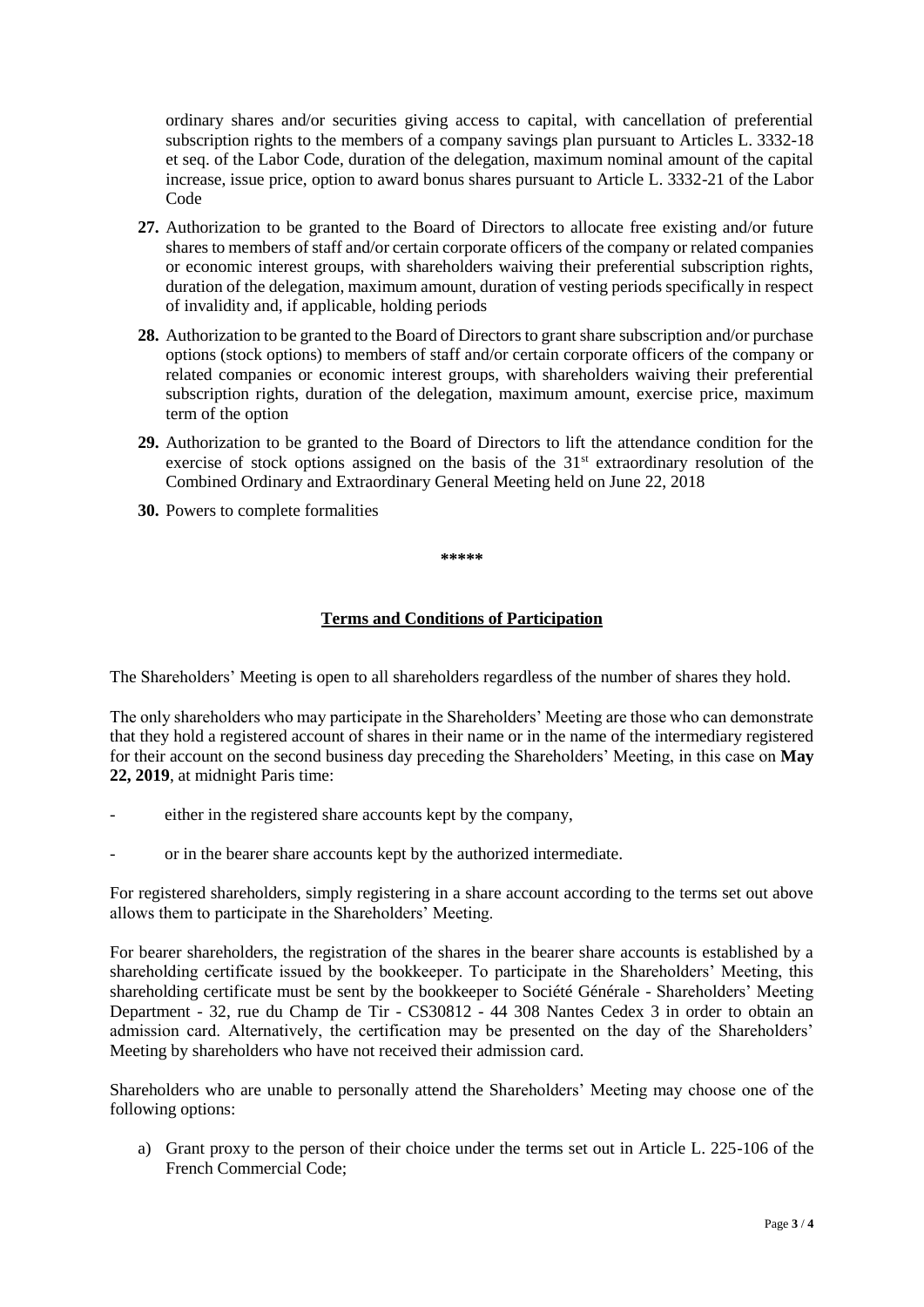ordinary shares and/or securities giving access to capital, with cancellation of preferential subscription rights to the members of a company savings plan pursuant to Articles L. 3332-18 et seq. of the Labor Code, duration of the delegation, maximum nominal amount of the capital increase, issue price, option to award bonus shares pursuant to Article L. 3332-21 of the Labor Code

**27.** Authorization to be granted to the Board of Directors to allocate free existing and/or future shares to members of staff and/or certain corporate officers of the company or related companies or economic interest groups, with shareholders waiving their preferential subscription rights, duration of the delegation, maximum amount, duration of vesting periods specifically in respect of invalidity and, if applicable, holding periods

**28.** Authorization to be granted to the Board of Directors to grant share subscription and/or purchase options (stock options) to members of staff and/or certain corporate officers of the company or related companies or economic interest groups, with shareholders waiving their preferential subscription rights, duration of the delegation, maximum amount, exercise price, maximum term of the option

**29.** Authorization to be granted to the Board of Directors to lift the attendance condition for the exercise of stock options assigned on the basis of the 31st extraordinary resolution of the Combined Ordinary and Extraordinary General Meeting held on June 22, 2018

**30.** Powers to complete formalities

**\*\*\*\*\***

## Terms and Conditions of Participation

The Shareholders' Meeting is open to all shareholders regardless of the number of shares they hold.

The only shareholders who may participate in the Shareholders' Meeting are those who can demonstrate that they hold a registered account of shares in their name or in the name of the intermediary registered for their account on the second business day preceding the Shareholders' Meeting, in this case on **May 22, 2019**, at midnight Paris time:

- either in the registered share accounts kept by the company,
- or in the bearer share accounts kept by the authorized intermediate.

For registered shareholders, simply registering in a share account according to the terms set out above allows them to participate in the Shareholders' Meeting.

For bearer shareholders, the registration of the shares in the bearer share accounts is established by a shareholding certificate issued by the bookkeeper. To participate in the Shareholders' Meeting, this shareholding certificate must be sent by the bookkeeper to Société Générale - Shareholders' Meeting Department - 32, rue du Champ de Tir - CS30812 - 44 308 Nantes Cedex 3 in order to obtain an admission card. Alternatively, the certification may be presented on the day of the Shareholders' Meeting by shareholders who have not received their admission card.

Shareholders who are unable to personally attend the Shareholders' Meeting may choose one of the following options:

a) Grant proxy to the person of their choice under the terms set out in Article L. 225-106 of the French Commercial Code;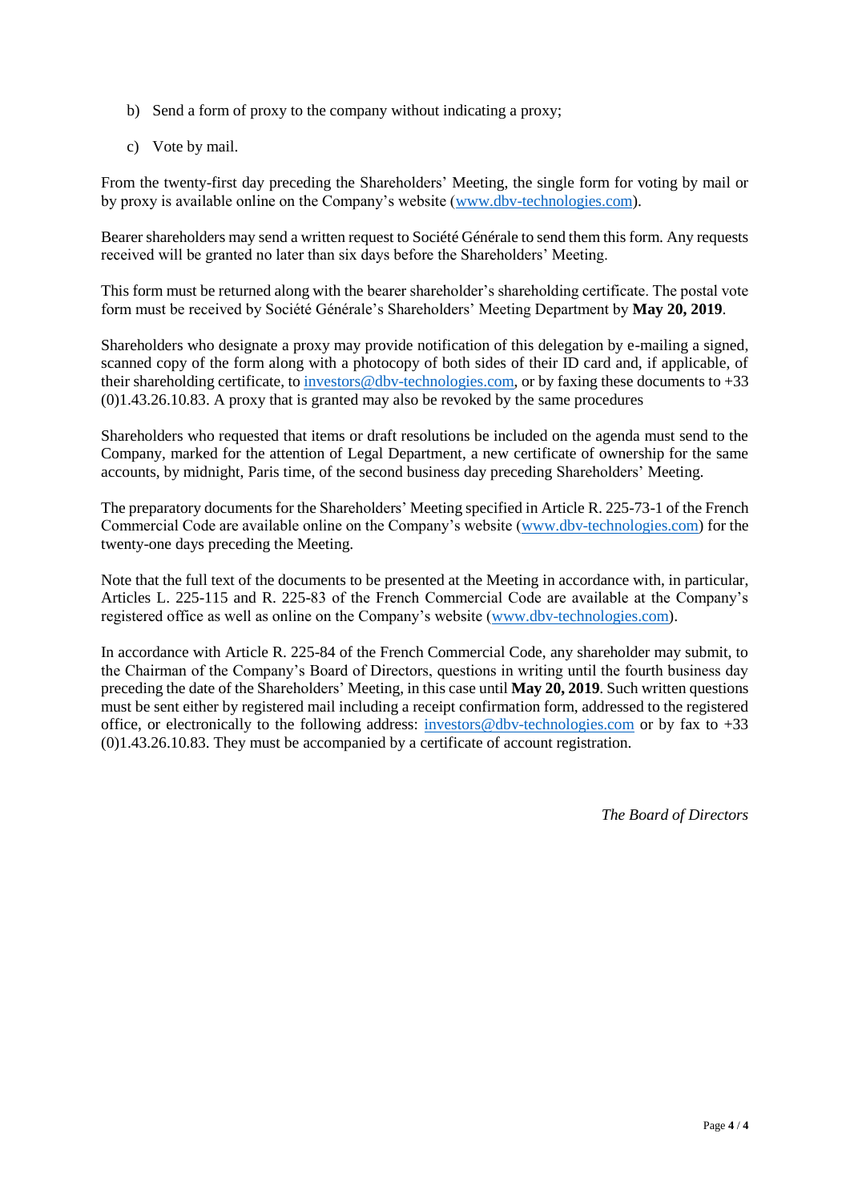b) Send a form of proxy to the company without indicating a proxy;

c) Vote by mail.

From the twenty-first day preceding the Shareholders' Meeting, the single form for voting by mail or by proxy is available online on the Company's website (www.dbv-technologies.com).

Bearer shareholders may send a written request to Société Générale to send them this form. Any requests received will be granted no later than six days before the Shareholders' Meeting.

This form must be returned along with the bearer shareholder's shareholding certificate. The postal vote form must be received by Société Générale's Shareholders' Meeting Department by **May 20, 2019**.

Shareholders who designate a proxy may provide notification of this delegation by e-mailing a signed, scanned copy of the form along with a photocopy of both sides of their ID card and, if applicable, of their shareholding certificate, to investors@dbv-technologies.com, or by faxing these documents to +33 (0)1.43.26.10.83. A proxy that is granted may also be revoked by the same procedures

Shareholders who requested that items or draft resolutions be included on the agenda must send to the Company, marked for the attention of Legal Department, a new certificate of ownership for the same accounts, by midnight, Paris time, of the second business day preceding Shareholders' Meeting.

The preparatory documents for the Shareholders' Meeting specified in Article R. 225-73-1 of the French Commercial Code are available online on the Company's website (www.dbv-technologies.com) for the twenty-one days preceding the Meeting.

Note that the full text of the documents to be presented at the Meeting in accordance with, in particular, Articles L. 225-115 and R. 225-83 of the French Commercial Code are available at the Company's registered office as well as online on the Company's website (www.dbv-technologies.com).

In accordance with Article R. 225-84 of the French Commercial Code, any shareholder may submit, to the Chairman of the Company's Board of Directors, questions in writing until the fourth business day preceding the date of the Shareholders' Meeting, in this case until **May 20, 2019**. Such written questions must be sent either by registered mail including a receipt confirmation form, addressed to the registered office, or electronically to the following address: investors@dbv-technologies.com or by fax to +33 (0)1.43.26.10.83. They must be accompanied by a certificate of account registration.

*The Board of Directors*